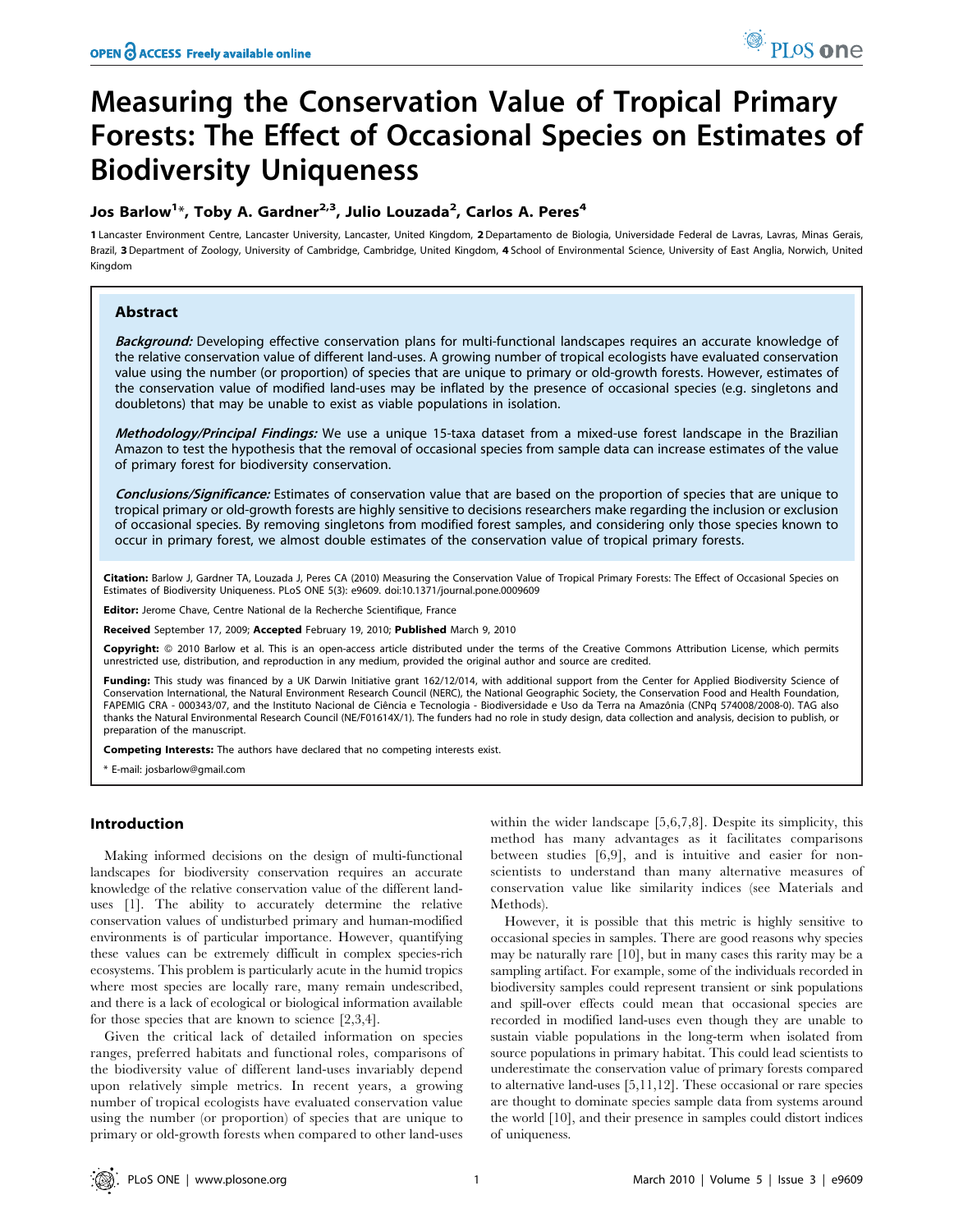# Measuring the Conservation Value of Tropical Primary Forests: The Effect of Occasional Species on Estimates of Biodiversity Uniqueness

**Jos Barlow[1]*, Toby A. Gardner[2,3], Julio Louzada[2], Carlos A. Peres[4]**

[1] Lancaster Environment Centre, Lancaster University, Lancaster, United Kingdom, [2] Departamento de Biologia, Universidade Federal de Lavras, Lavras, Minas Gerais, Brazil, [3] Department of Zoology, University of Cambridge, Cambridge, United Kingdom, [4] School of Environmental Science, University of East Anglia, Norwich, United Kingdom

## Abstract

***Background:*** Developing effective conservation plans for multi-functional landscapes requires an accurate knowledge of the relative conservation value of different land-uses. A growing number of tropical ecologists have evaluated conservation value using the number (or proportion) of species that are unique to primary or old-growth forests. However, estimates of the conservation value of modified land-uses may be inflated by the presence of occasional species (e.g. singletons and doubletons) that may be unable to exist as viable populations in isolation.

***Methodology/Principal Findings:*** We use a unique 15-taxa dataset from a mixed-use forest landscape in the Brazilian Amazon to test the hypothesis that the removal of occasional species from sample data can increase estimates of the value of primary forest for biodiversity conservation.

***Conclusions/Significance:*** Estimates of conservation value that are based on the proportion of species that are unique to tropical primary or old-growth forests are highly sensitive to decisions researchers make regarding the inclusion or exclusion of occasional species. By removing singletons from modified forest samples, and considering only those species known to occur in primary forest, we almost double estimates of the conservation value of tropical primary forests.

**Citation:** Barlow J, Gardner TA, Louzada J, Peres CA (2010) Measuring the Conservation Value of Tropical Primary Forests: The Effect of Occasional Species on Estimates of Biodiversity Uniqueness. PLoS ONE 5(3): e9609. doi:10.1371/journal.pone.0009609

**Editor:** Jerome Chave, Centre National de la Recherche Scientifique, France

**Received** September 17, 2009; **Accepted** February 19, 2010; **Published** March 9, 2010

**Copyright:** © 2010 Barlow et al. This is an open-access article distributed under the terms of the Creative Commons Attribution License, which permits unrestricted use, distribution, and reproduction in any medium, provided the original author and source are credited.

**Funding:** This study was financed by a UK Darwin Initiative grant 162/12/014, with additional support from the Center for Applied Biodiversity Science of Conservation International, the Natural Environment Research Council (NERC), the National Geographic Society, the Conservation Food and Health Foundation, FAPEMIG CRA - 000343/07, and the Instituto Nacional de Ciência e Tecnologia - Biodiversidade e Uso da Terra na Amazônia (CNPq 574008/2008-0). TAG also thanks the Natural Environmental Research Council (NE/F01614X/1). The funders had no role in study design, data collection and analysis, decision to publish, or preparation of the manuscript.

**Competing Interests:** The authors have declared that no competing interests exist.

* E-mail: josbarlow@gmail.com

## Introduction

Making informed decisions on the design of multi-functional landscapes for biodiversity conservation requires an accurate knowledge of the relative conservation value of the different land-uses [1]. The ability to accurately determine the relative conservation values of undisturbed primary and human-modified environments is of particular importance. However, quantifying these values can be extremely difficult in complex species-rich ecosystems. This problem is particularly acute in the humid tropics where most species are locally rare, many remain undescribed, and there is a lack of ecological or biological information available for those species that are known to science [2,3,4].

Given the critical lack of detailed information on species ranges, preferred habitats and functional roles, comparisons of the biodiversity value of different land-uses invariably depend upon relatively simple metrics. In recent years, a growing number of tropical ecologists have evaluated conservation value using the number (or proportion) of species that are unique to primary or old-growth forests when compared to other land-uses within the wider landscape [5,6,7,8]. Despite its simplicity, this method has many advantages as it facilitates comparisons between studies [6,9], and is intuitive and easier for non-scientists to understand than many alternative measures of conservation value like similarity indices (see Materials and Methods).

However, it is possible that this metric is highly sensitive to occasional species in samples. There are good reasons why species may be naturally rare [10], but in many cases this rarity may be a sampling artifact. For example, some of the individuals recorded in biodiversity samples could represent transient or sink populations and spill-over effects could mean that occasional species are recorded in modified land-uses even though they are unable to sustain viable populations in the long-term when isolated from source populations in primary habitat. This could lead scientists to underestimate the conservation value of primary forests compared to alternative land-uses [5,11,12]. These occasional or rare species are thought to dominate species sample data from systems around the world [10], and their presence in samples could distort indices of uniqueness.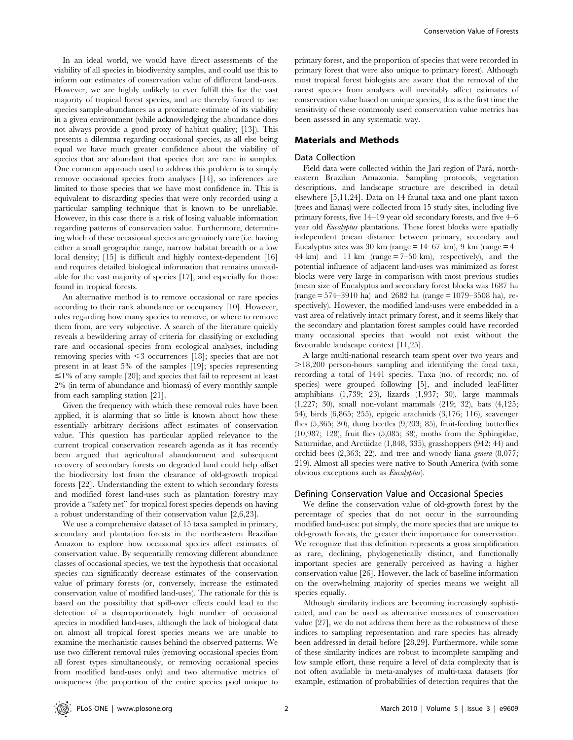In an ideal world, we would have direct assessments of the viability of all species in biodiversity samples, and could use this to inform our estimates of conservation value of different land-uses. However, we are highly unlikely to ever fulfill this for the vast majority of tropical forest species, and are thereby forced to use species sample-abundances as a proximate estimate of its viability in a given environment (while acknowledging the abundance does not always provide a good proxy of habitat quality; [13]). This presents a dilemma regarding occasional species, as all else being equal we have much greater confidence about the viability of species that are abundant that species that are rare in samples. One common approach used to address this problem is to simply remove occasional species from analyses [14], so inferences are limited to those species that we have most confidence in. This is equivalent to discarding species that were only recorded using a particular sampling technique that is known to be unreliable. However, in this case there is a risk of losing valuable information regarding patterns of conservation value. Furthermore, determining which of these occasional species are genuinely rare (i.e. having either a small geographic range, narrow habitat breadth or a low local density; [15] is difficult and highly context-dependent [16] and requires detailed biological information that remains unavailable for the vast majority of species [17], and especially for those found in tropical forests.

An alternative method is to remove occasional or rare species according to their rank abundance or occupancy [10]. However, rules regarding how many species to remove, or where to remove them from, are very subjective. A search of the literature quickly reveals a bewildering array of criteria for classifying or excluding rare and occasional species from ecological analyses, including removing species with $<3$ occurrences [18]; species that are not present in at least 5% of the samples [19]; species representing $\leq 1\%$ of any sample [20]; and species that fail to represent at least 2% (in term of abundance and biomass) of every monthly sample from each sampling station [21].

Given the frequency with which these removal rules have been applied, it is alarming that so little is known about how these essentially arbitrary decisions affect estimates of conservation value. This question has particular applied relevance to the current tropical conservation research agenda as it has recently been argued that agricultural abandonment and subsequent recovery of secondary forests on degraded land could help offset the biodiversity lost from the clearance of old-growth tropical forests [22]. Understanding the extent to which secondary forests and modified forest land-uses such as plantation forestry may provide a "safety net" for tropical forest species depends on having a robust understanding of their conservation value [2,6,23].

We use a comprehensive dataset of 15 taxa sampled in primary, secondary and plantation forests in the northeastern Brazilian Amazon to explore how occasional species affect estimates of conservation value. By sequentially removing different abundance classes of occasional species, we test the hypothesis that occasional species can significantly decrease estimates of the conservation value of primary forests (or, conversely, increase the estimated conservation value of modified land-uses). The rationale for this is based on the possibility that spill-over effects could lead to the detection of a disproportionately high number of occasional species in modified land-uses, although the lack of biological data on almost all tropical forest species means we are unable to examine the mechanistic causes behind the observed patterns. We use two different removal rules (removing occasional species from all forest types simultaneously, or removing occasional species from modified land-uses only) and two alternative metrics of uniqueness (the proportion of the entire species pool unique to primary forest, and the proportion of species that were recorded in primary forest that were also unique to primary forest). Although most tropical forest biologists are aware that the removal of the rarest species from analyses will inevitably affect estimates of conservation value based on unique species, this is the first time the sensitivity of these commonly used conservation value metrics has been assessed in any systematic way.

## Materials and Methods

### Data Collection

Field data were collected within the Jari region of Pará, northeastern Brazilian Amazonia. Sampling protocols, vegetation descriptions, and landscape structure are described in detail elsewhere [5,11,24]. Data on 14 faunal taxa and one plant taxon (trees and lianas) were collected from 15 study sites, including five primary forests, five 14–19 year old secondary forests, and five 4–6 year old *Eucalyptus* plantations. These forest blocks were spatially independent (mean distance between primary, secondary and Eucalyptus sites was 30 km (range = 14–67 km), 9 km (range = 4–44 km) and 11 km (range = 7–50 km), respectively), and the potential influence of adjacent land-uses was minimized as forest blocks were very large in comparison with most previous studies (mean size of Eucalyptus and secondary forest blocks was 1687 ha (range = 574–3910 ha) and 2682 ha (range = 1079–3508 ha), respectively). However, the modified land-uses were embedded in a vast area of relatively intact primary forest, and it seems likely that the secondary and plantation forest samples could have recorded many occasional species that would not exist without the favourable landscape context [11,25].

A large multi-national research team spent over two years and >18,200 person-hours sampling and identifying the focal taxa, recording a total of 1441 species. Taxa (no. of records; no. of species) were grouped following [5], and included leaf-litter amphibians (1,739; 23), lizards (1,937; 30), large mammals (1,227; 30), small non-volant mammals (219; 32), bats (4,125; 54), birds (6,865; 255), epigeic arachnids (3,176; 116), scavenger flies (5,365; 30), dung beetles (9,203; 85), fruit-feeding butterflies (10,987; 128), fruit flies (5,085; 38), moths from the Sphingidae, Saturnidae, and Arctiidae (1,848, 335), grasshoppers (942; 44) and orchid bees (2,363; 22), and tree and woody liana *genera* (8,077; 219). Almost all species were native to South America (with some obvious exceptions such as *Eucalyptus*).

### Defining Conservation Value and Occasional Species

We define the conservation value of old-growth forest by the percentage of species that do not occur in the surrounding modified land-uses: put simply, the more species that are unique to old-growth forests, the greater their importance for conservation. We recognize that this definition represents a gross simplification as rare, declining, phylogenetically distinct, and functionally important species are generally perceived as having a higher conservation value [26]. However, the lack of baseline information on the overwhelming majority of species means we weight all species equally.

Although similarity indices are becoming increasingly sophisticated, and can be used as alternative measures of conservation value [27], we do not address them here as the robustness of these indices to sampling representation and rare species has already been addressed in detail before [28,29]. Furthermore, while some of these similarity indices are robust to incomplete sampling and low sample effort, these require a level of data complexity that is not often available in meta-analyses of multi-taxa datasets (for example, estimation of probabilities of detection requires that the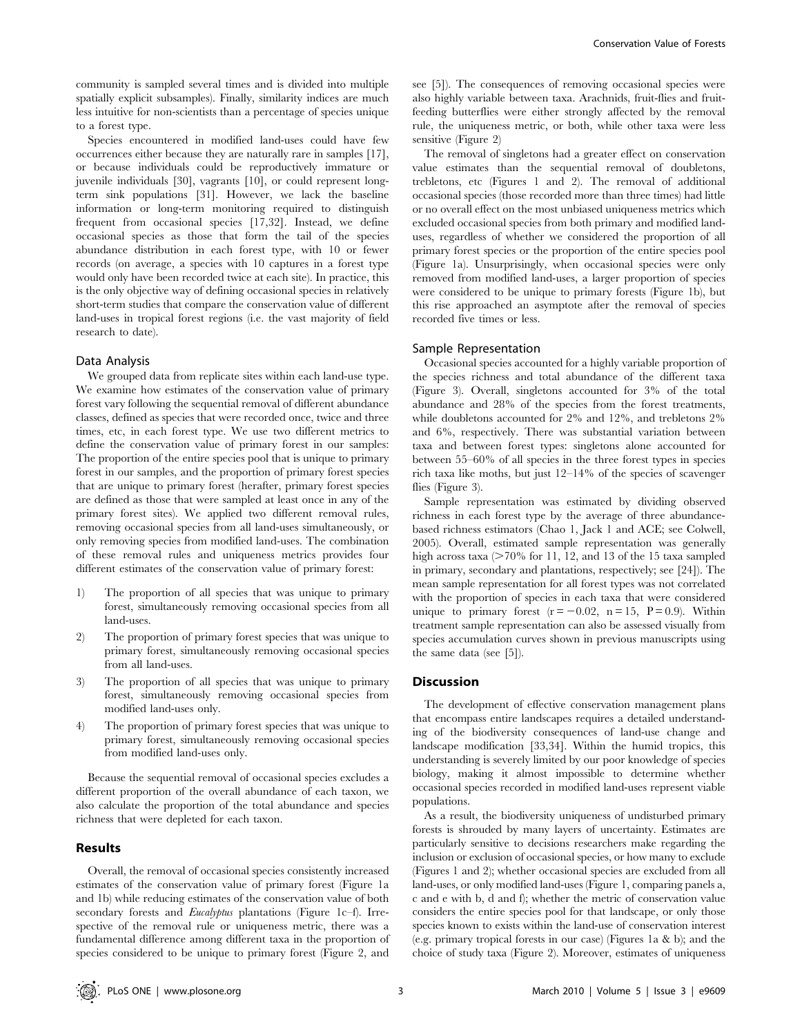community is sampled several times and is divided into multiple spatially explicit subsamples). Finally, similarity indices are much less intuitive for non-scientists than a percentage of species unique to a forest type.

Species encountered in modified land-uses could have few occurrences either because they are naturally rare in samples [17], or because individuals could be reproductively immature or juvenile individuals [30], vagrants [10], or could represent long-term sink populations [31]. However, we lack the baseline information or long-term monitoring required to distinguish frequent from occasional species [17,32]. Instead, we define occasional species as those that form the tail of the species abundance distribution in each forest type, with 10 or fewer records (on average, a species with 10 captures in a forest type would only have been recorded twice at each site). In practice, this is the only objective way of defining occasional species in relatively short-term studies that compare the conservation value of different land-uses in tropical forest regions (i.e. the vast majority of field research to date).

### Data Analysis

We grouped data from replicate sites within each land-use type. We examine how estimates of the conservation value of primary forest vary following the sequential removal of different abundance classes, defined as species that were recorded once, twice and three times, etc, in each forest type. We use two different metrics to define the conservation value of primary forest in our samples: The proportion of the entire species pool that is unique to primary forest in our samples, and the proportion of primary forest species that are unique to primary forest (herafter, primary forest species are defined as those that were sampled at least once in any of the primary forest sites). We applied two different removal rules, removing occasional species from all land-uses simultaneously, or only removing species from modified land-uses. The combination of these removal rules and uniqueness metrics provides four different estimates of the conservation value of primary forest:

1) The proportion of all species that was unique to primary forest, simultaneously removing occasional species from all land-uses.
2) The proportion of primary forest species that was unique to primary forest, simultaneously removing occasional species from all land-uses.
3) The proportion of all species that was unique to primary forest, simultaneously removing occasional species from modified land-uses only.
4) The proportion of primary forest species that was unique to primary forest, simultaneously removing occasional species from modified land-uses only.

Because the sequential removal of occasional species excludes a different proportion of the overall abundance of each taxon, we also calculate the proportion of the total abundance and species richness that were depleted for each taxon.

## Results

Overall, the removal of occasional species consistently increased estimates of the conservation value of primary forest (Figure 1a and 1b) while reducing estimates of the conservation value of both secondary forests and *Eucalyptus* plantations (Figure 1c–f). Irrespective of the removal rule or uniqueness metric, there was a fundamental difference among different taxa in the proportion of species considered to be unique to primary forest (Figure 2, and see [5]). The consequences of removing occasional species were also highly variable between taxa. Arachnids, fruit-flies and fruit-feeding butterflies were either strongly affected by the removal rule, the uniqueness metric, or both, while other taxa were less sensitive (Figure 2)

The removal of singletons had a greater effect on conservation value estimates than the sequential removal of doubletons, trebletons, etc (Figures 1 and 2). The removal of additional occasional species (those recorded more than three times) had little or no overall effect on the most unbiased uniqueness metrics which excluded occasional species from both primary and modified land-uses, regardless of whether we considered the proportion of all primary forest species or the proportion of the entire species pool (Figure 1a). Unsurprisingly, when occasional species were only removed from modified land-uses, a larger proportion of species were considered to be unique to primary forests (Figure 1b), but this rise approached an asymptote after the removal of species recorded five times or less.

### Sample Representation

Occasional species accounted for a highly variable proportion of the species richness and total abundance of the different taxa (Figure 3). Overall, singletons accounted for 3% of the total abundance and 28% of the species from the forest treatments, while doubletons accounted for 2% and 12%, and trebletons 2% and 6%, respectively. There was substantial variation between taxa and between forest types: singletons alone accounted for between 55–60% of all species in the three forest types in species rich taxa like moths, but just 12–14% of the species of scavenger flies (Figure 3).

Sample representation was estimated by dividing observed richness in each forest type by the average of three abundance-based richness estimators (Chao 1, Jack 1 and ACE; see Colwell, 2005). Overall, estimated sample representation was generally high across taxa (>70% for 11, 12, and 13 of the 15 taxa sampled in primary, secondary and plantations, respectively; see [24]). The mean sample representation for all forest types was not correlated with the proportion of species in each taxa that were considered unique to primary forest ($r = -0.02$, $n = 15$, $P = 0.9$). Within treatment sample representation can also be assessed visually from species accumulation curves shown in previous manuscripts using the same data (see [5]).

## Discussion

The development of effective conservation management plans that encompass entire landscapes requires a detailed understanding of the biodiversity consequences of land-use change and landscape modification [33,34]. Within the humid tropics, this understanding is severely limited by our poor knowledge of species biology, making it almost impossible to determine whether occasional species recorded in modified land-uses represent viable populations.

As a result, the biodiversity uniqueness of undisturbed primary forests is shrouded by many layers of uncertainty. Estimates are particularly sensitive to decisions researchers make regarding the inclusion or exclusion of occasional species, or how many to exclude (Figures 1 and 2); whether occasional species are excluded from all land-uses, or only modified land-uses (Figure 1, comparing panels a, c and e with b, d and f); whether the metric of conservation value considers the entire species pool for that landscape, or only those species known to exists within the land-use of conservation interest (e.g. primary tropical forests in our case) (Figures 1a & b); and the choice of study taxa (Figure 2). Moreover, estimates of uniqueness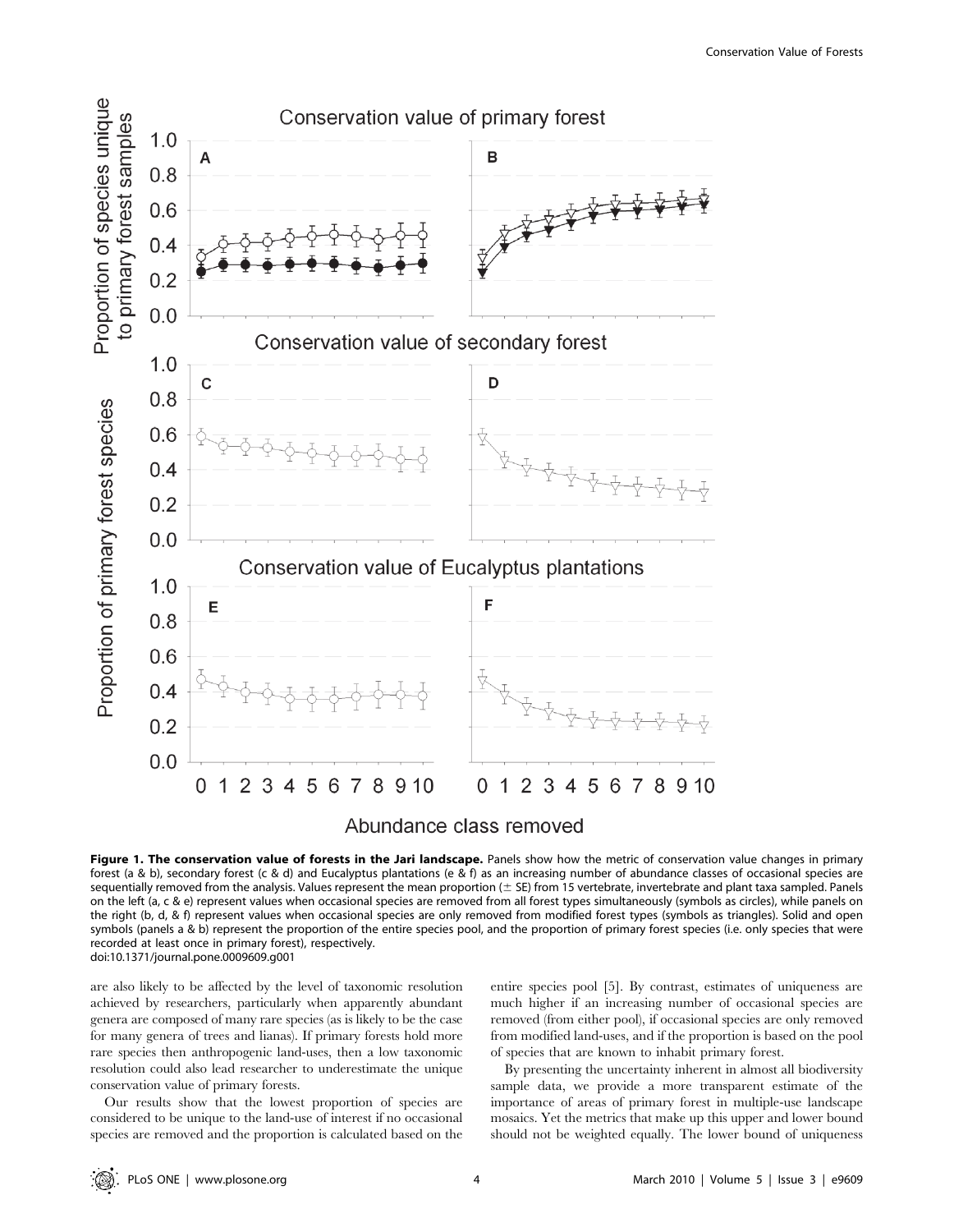**Figure 1. The conservation value of forests in the Jari landscape.** Panels show how the metric of conservation value changes in primary forest (a & b), secondary forest (c & d) and Eucalyptus plantations (e & f) as an increasing number of abundance classes of occasional species are sequentially removed from the analysis. Values represent the mean proportion (± SE) from 15 vertebrate, invertebrate and plant taxa sampled. Panels on the left (a, c & e) represent values when occasional species are removed from all forest types simultaneously (symbols as circles), while panels on the right (b, d, & f) represent values when occasional species are only removed from modified forest types (symbols as triangles). Solid and open symbols (panels a & b) represent the proportion of the entire species pool, and the proportion of primary forest species (i.e. only species that were recorded at least once in primary forest), respectively.
doi:10.1371/journal.pone.0009609.g001

are also likely to be affected by the level of taxonomic resolution achieved by researchers, particularly when apparently abundant genera are composed of many rare species (as is likely to be the case for many genera of trees and lianas). If primary forests hold more rare species then anthropogenic land-uses, then a low taxonomic resolution could also lead researcher to underestimate the unique conservation value of primary forests.

Our results show that the lowest proportion of species are considered to be unique to the land-use of interest if no occasional species are removed and the proportion is calculated based on the entire species pool [5]. By contrast, estimates of uniqueness are much higher if an increasing number of occasional species are removed (from either pool), if occasional species are only removed from modified land-uses, and if the proportion is based on the pool of species that are known to inhabit primary forest.

By presenting the uncertainty inherent in almost all biodiversity sample data, we provide a more transparent estimate of the importance of areas of primary forest in multiple-use landscape mosaics. Yet the metrics that make up this upper and lower bound should not be weighted equally. The lower bound of uniqueness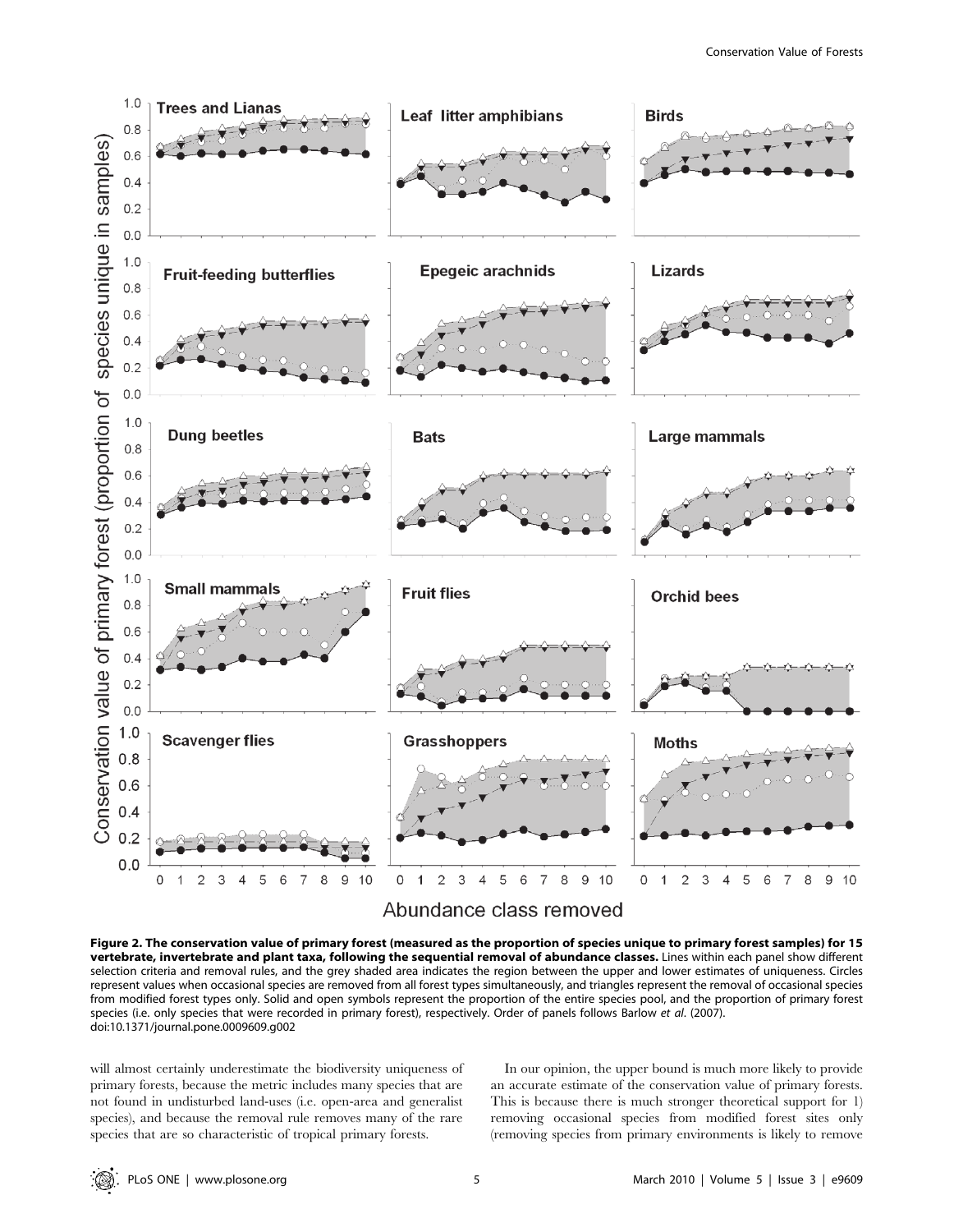**Figure 2. The conservation value of primary forest (measured as the proportion of species unique to primary forest samples) for 15 vertebrate, invertebrate and plant taxa, following the sequential removal of abundance classes.** Lines within each panel show different selection criteria and removal rules, and the grey shaded area indicates the region between the upper and lower estimates of uniqueness. Circles represent values when occasional species are removed from all forest types simultaneously, and triangles represent the removal of occasional species from modified forest types only. Solid and open symbols represent the proportion of the entire species pool, and the proportion of primary forest species (i.e. only species that were recorded in primary forest), respectively. Order of panels follows Barlow *et al.* (2007).
doi:10.1371/journal.pone.0009609.g002

will almost certainly underestimate the biodiversity uniqueness of primary forests, because the metric includes many species that are not found in undisturbed land-uses (i.e. open-area and generalist species), and because the removal rule removes many of the rare species that are so characteristic of tropical primary forests.

In our opinion, the upper bound is much more likely to provide an accurate estimate of the conservation value of primary forests. This is because there is much stronger theoretical support for 1) removing occasional species from modified forest sites only (removing species from primary environments is likely to remove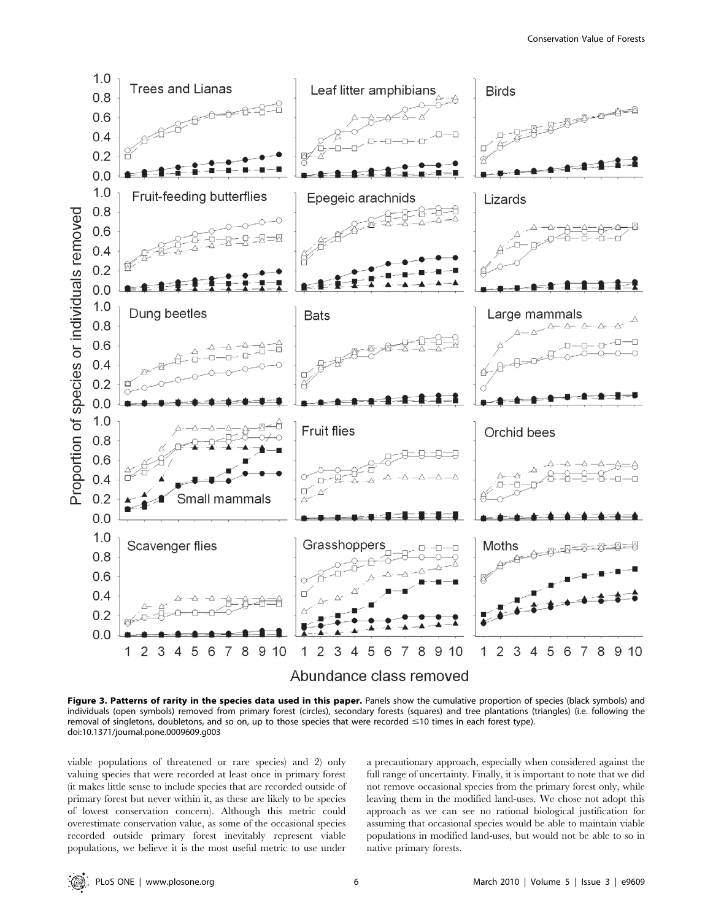**Figure 3. Patterns of rarity in the species data used in this paper.** Panels show the cumulative proportion of species (black symbols) and individuals (open symbols) removed from primary forest (circles), secondary forests (squares) and tree plantations (triangles) (i.e. following the removal of singletons, doubletons, and so on, up to those species that were recorded ≤10 times in each forest type).
doi:10.1371/journal.pone.0009609.g003

viable populations of threatened or rare species) and 2) only valuing species that were recorded at least once in primary forest (it makes little sense to include species that are recorded outside of primary forest but never within it, as these are likely to be species of lowest conservation concern). Although this metric could overestimate conservation value, as some of the occasional species recorded outside primary forest inevitably represent viable populations, we believe it is the most useful metric to use under a precautionary approach, especially when considered against the full range of uncertainty. Finally, it is important to note that we did not remove occasional species from the primary forest only, while leaving them in the modified land-uses. We chose not adopt this approach as we can see no rational biological justification for assuming that occasional species would be able to maintain viable populations in modified land-uses, but would not be able to so in native primary forests.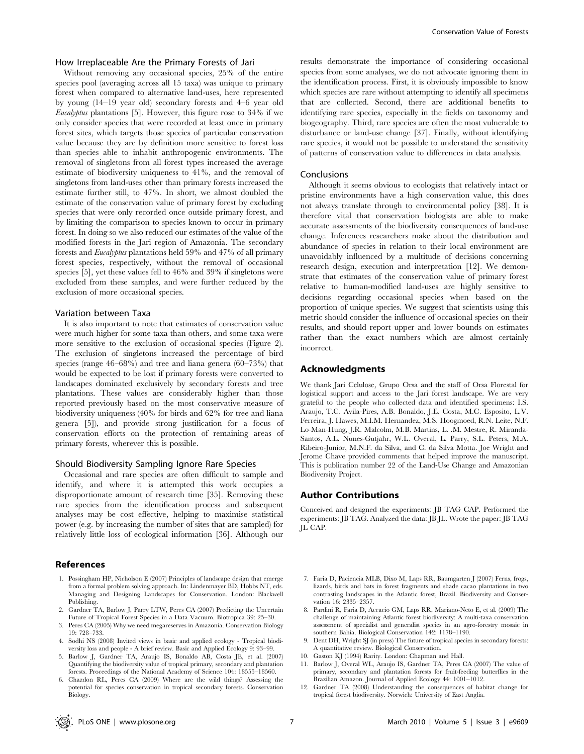### How Irreplaceable Are the Primary Forests of Jari

Without removing any occasional species, 25% of the entire species pool (averaging across all 15 taxa) was unique to primary forest when compared to alternative land-uses, here represented by young (14–19 year old) secondary forests and 4–6 year old *Eucalyptus* plantations [5]. However, this figure rose to 34% if we only consider species that were recorded at least once in primary forest sites, which targets those species of particular conservation value because they are by definition more sensitive to forest loss than species able to inhabit anthropogenic environments. The removal of singletons from all forest types increased the average estimate of biodiversity uniqueness to 41%, and the removal of singletons from land-uses other than primary forests increased the estimate further still, to 47%. In short, we almost doubled the estimate of the conservation value of primary forest by excluding species that were only recorded once outside primary forest, and by limiting the comparison to species known to occur in primary forest. In doing so we also reduced our estimates of the value of the modified forests in the Jari region of Amazonia. The secondary forests and *Eucalyptus* plantations held 59% and 47% of all primary forest species, respectively, without the removal of occasional species [5], yet these values fell to 46% and 39% if singletons were excluded from these samples, and were further reduced by the exclusion of more occasional species.

### Variation between Taxa

It is also important to note that estimates of conservation value were much higher for some taxa than others, and some taxa were more sensitive to the exclusion of occasional species (Figure 2). The exclusion of singletons increased the percentage of bird species (range 46–68%) and tree and liana genera (60–73%) that would be expected to be lost if primary forests were converted to landscapes dominated exclusively by secondary forests and tree plantations. These values are considerably higher than those reported previously based on the most conservative measure of biodiversity uniqueness (40% for birds and 62% for tree and liana genera [5]), and provide strong justification for a focus of conservation efforts on the protection of remaining areas of primary forests, wherever this is possible.

### Should Biodiversity Sampling Ignore Rare Species

Occasional and rare species are often difficult to sample and identify, and where it is attempted this work occupies a disproportionate amount of research time [35]. Removing these rare species from the identification process and subsequent analyses may be cost effective, helping to maximise statistical power (e.g. by increasing the number of sites that are sampled) for relatively little loss of ecological information [36]. Although our results demonstrate the importance of considering occasional species from some analyses, we do not advocate ignoring them in the identification process. First, it is obviously impossible to know which species are rare without attempting to identify all specimens that are collected. Second, there are additional benefits to identifying rare species, especially in the fields on taxonomy and biogeography. Third, rare species are often the most vulnerable to disturbance or land-use change [37]. Finally, without identifying rare species, it would not be possible to understand the sensitivity of patterns of conservation value to differences in data analysis.

### Conclusions

Although it seems obvious to ecologists that relatively intact or pristine environments have a high conservation value, this does not always translate through to environmental policy [38]. It is therefore vital that conservation biologists are able to make accurate assessments of the biodiversity consequences of land-use change. Inferences researchers make about the distribution and abundance of species in relation to their local environment are unavoidably influenced by a multitude of decisions concerning research design, execution and interpretation [12]. We demonstrate that estimates of the conservation value of primary forest relative to human-modified land-uses are highly sensitive to decisions regarding occasional species when based on the proportion of unique species. We suggest that scientists using this metric should consider the influence of occasional species on their results, and should report upper and lower bounds on estimates rather than the exact numbers which are almost certainly incorrect.

## Acknowledgments

We thank Jari Celulose, Grupo Orsa and the staff of Orsa Florestal for logistical support and access to the Jari forest landscape. We are very grateful to the people who collected data and identified specimens: I.S. Araujo, T.C. Avila-Pires, A.B. Bonaldo, J.E. Costa, M.C. Esposito, L.V. Ferreira, J. Hawes, M.I.M. Hernandez, M.S. Hoogmoed, R.N. Leite, N.F. Lo-Man-Hung, J.R. Malcolm, M.B. Martins, L. .M. Mestre, R. Miranda-Santos, A.L. Nunes-Gutjahr, W.L. Overal, L. Parry, S.L. Peters, M.A. Ribeiro-Junior, M.N.F. da Silva, and C. da Silva Motta. Joe Wright and Jerome Chave provided comments that helped improve the manuscript. This is publication number 22 of the Land-Use Change and Amazonian Biodiversity Project.

## Author Contributions

Conceived and designed the experiments: JB TAG CAP. Performed the experiments: JB TAG. Analyzed the data: JB JL. Wrote the paper: JB TAG JL CAP.

## References

1. Possingham HP, Nicholson E (2007) Principles of landscape design that emerge from a formal problem solving approach. In: Lindenmayer BD, Hobbs NT, eds. Managing and Designing Landscapes for Conservation. London: Blackwell Publishing.
2. Gardner TA, Barlow J, Parry LTW, Peres CA (2007) Predicting the Uncertain Future of Tropical Forest Species in a Data Vacuum. Biotropica 39: 25–30.
3. Peres CA (2005) Why we need megareserves in Amazonia. Conservation Biology 19: 728–733.
4. Sodhi NS (2008) Invited views in basic and applied ecology - Tropical biodiversity loss and people - A brief review. Basic and Applied Ecology 9: 93–99.
5. Barlow J, Gardner TA, Araujo IS, Bonaldo AB, Costa JE, et al. (2007) Quantifying the biodiversity value of tropical primary, secondary and plantation forests. Proceedings of the National Academy of Science 104: 18555–18560.
6. Chazdon RL, Peres CA (2009) Where are the wild things? Assessing the potential for species conservation in tropical secondary forests. Conservation Biology.
7. Faria D, Paciencia MLB, Dixo M, Laps RR, Baumgarten J (2007) Ferns, frogs, lizards, birds and bats in forest fragments and shade cacao plantations in two contrasting landscapes in the Atlantic forest, Brazil. Biodiversity and Conservation 16: 2335–2357.
8. Pardini R, Faria D, Accacio GM, Laps RR, Mariano-Neto E, et al. (2009) The challenge of maintaining Atlantic forest biodiversity: A multi-taxa conservation assessment of specialist and generalist species in an agro-forestry mosaic in southern Bahia. Biological Conservation 142: 1178–1190.
9. Dent DH, Wright SJ (in press) The future of tropical species in secondary forests: A quantitative review. Biological Conservation.
10. Gaston KJ (1994) Rarity. London: Chapman and Hall.
11. Barlow J, Overal WL, Araujo IS, Gardner TA, Peres CA (2007) The value of primary, secondary and plantation forests for fruit-feeding butterflies in the Brazilian Amazon. Journal of Applied Ecology 44: 1001–1012.
12. Gardner TA (2008) Understanding the consequences of habitat change for tropical forest biodiversity. Norwich: University of East Anglia.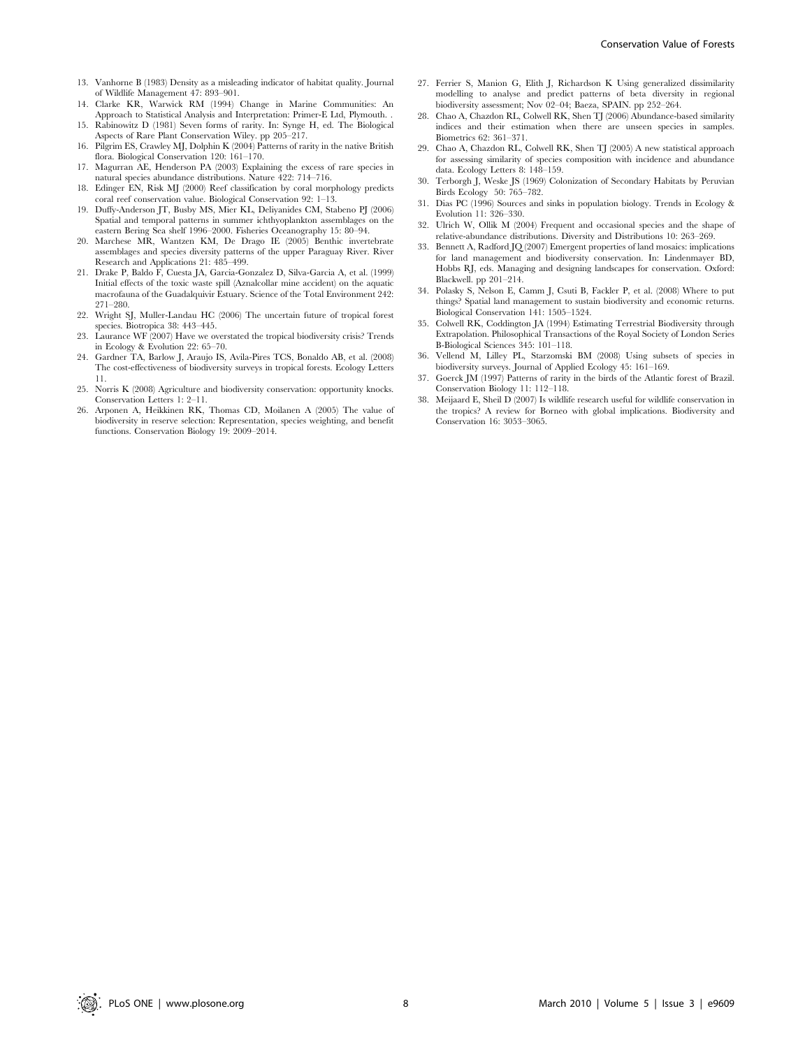13. Vanhorne B (1983) Density as a misleading indicator of habitat quality. Journal of Wildlife Management 47: 893–901.
14. Clarke KR, Warwick RM (1994) Change in Marine Communities: An Approach to Statistical Analysis and Interpretation: Primer-E Ltd, Plymouth. .
15. Rabinowitz D (1981) Seven forms of rarity. In: Synge H, ed. The Biological Aspects of Rare Plant Conservation Wiley. pp 205–217.
16. Pilgrim ES, Crawley MJ, Dolphin K (2004) Patterns of rarity in the native British flora. Biological Conservation 120: 161–170.
17. Magurran AE, Henderson PA (2003) Explaining the excess of rare species in natural species abundance distributions. Nature 422: 714–716.
18. Edinger EN, Risk MJ (2000) Reef classification by coral morphology predicts coral reef conservation value. Biological Conservation 92: 1–13.
19. Duffy-Anderson JT, Busby MS, Mier KL, Deliyanides CM, Stabeno PJ (2006) Spatial and temporal patterns in summer ichthyoplankton assemblages on the eastern Bering Sea shelf 1996–2000. Fisheries Oceanography 15: 80–94.
20. Marchese MR, Wantzen KM, De Drago IE (2005) Benthic invertebrate assemblages and species diversity patterns of the upper Paraguay River. River Research and Applications 21: 485–499.
21. Drake P, Baldo F, Cuesta JA, Garcia-Gonzalez D, Silva-Garcia A, et al. (1999) Initial effects of the toxic waste spill (Aznalcollar mine accident) on the aquatic macrofauna of the Guadalquivir Estuary. Science of the Total Environment 242: 271–280.
22. Wright SJ, Muller-Landau HC (2006) The uncertain future of tropical forest species. Biotropica 38: 443–445.
23. Laurance WF (2007) Have we overstated the tropical biodiversity crisis? Trends in Ecology & Evolution 22: 65–70.
24. Gardner TA, Barlow J, Araujo IS, Avila-Pires TCS, Bonaldo AB, et al. (2008) The cost-effectiveness of biodiversity surveys in tropical forests. Ecology Letters 11.
25. Norris K (2008) Agriculture and biodiversity conservation: opportunity knocks. Conservation Letters 1: 2–11.
26. Arponen A, Heikkinen RK, Thomas CD, Moilanen A (2005) The value of biodiversity in reserve selection: Representation, species weighting, and benefit functions. Conservation Biology 19: 2009–2014.
27. Ferrier S, Manion G, Elith J, Richardson K Using generalized dissimilarity modelling to analyse and predict patterns of beta diversity in regional biodiversity assessment; Nov 02–04; Baeza, SPAIN. pp 252–264.
28. Chao A, Chazdon RL, Colwell RK, Shen TJ (2006) Abundance-based similarity indices and their estimation when there are unseen species in samples. Biometrics 62: 361–371.
29. Chao A, Chazdon RL, Colwell RK, Shen TJ (2005) A new statistical approach for assessing similarity of species composition with incidence and abundance data. Ecology Letters 8: 148–159.
30. Terborgh J, Weske JS (1969) Colonization of Secondary Habitats by Peruvian Birds Ecology 50: 765–782.
31. Dias PC (1996) Sources and sinks in population biology. Trends in Ecology & Evolution 11: 326–330.
32. Ulrich W, Ollik M (2004) Frequent and occasional species and the shape of relative-abundance distributions. Diversity and Distributions 10: 263–269.
33. Bennett A, Radford JQ (2007) Emergent properties of land mosaics: implications for land management and biodiversity conservation. In: Lindenmayer BD, Hobbs RJ, eds. Managing and designing landscapes for conservation. Oxford: Blackwell. pp 201–214.
34. Polasky S, Nelson E, Camm J, Csuti B, Fackler P, et al. (2008) Where to put things? Spatial land management to sustain biodiversity and economic returns. Biological Conservation 141: 1505–1524.
35. Colwell RK, Coddington JA (1994) Estimating Terrestrial Biodiversity through Extrapolation. Philosophical Transactions of the Royal Society of London Series B-Biological Sciences 345: 101–118.
36. Vellend M, Lilley PL, Starzomski BM (2008) Using subsets of species in biodiversity surveys. Journal of Applied Ecology 45: 161–169.
37. Goerck JM (1997) Patterns of rarity in the birds of the Atlantic forest of Brazil. Conservation Biology 11: 112–118.
38. Meijaard E, Sheil D (2007) Is wildlife research useful for wildlife conservation in the tropics? A review for Borneo with global implications. Biodiversity and Conservation 16: 3053–3065.